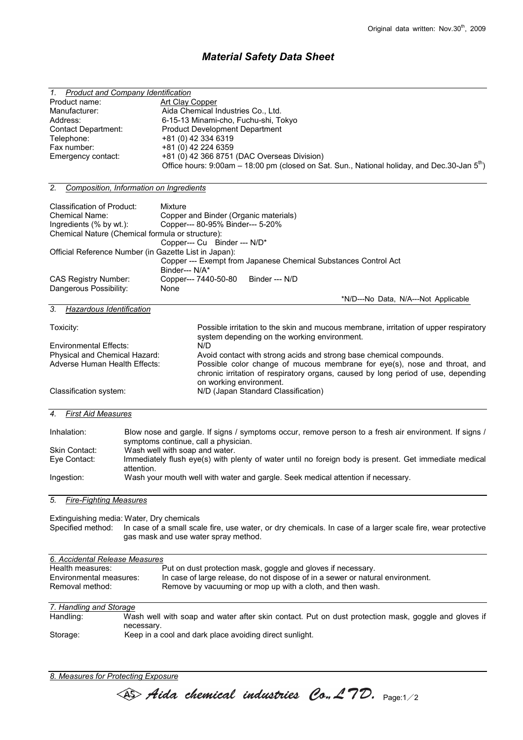Original data written: Nov.30th, 2009

# *Material Safety Data Sheet*

## *1. Product and Company Identification*

| | |
|---|---|
| Product name: | Art Clay Copper |
| Manufacturer: | Aida Chemical Industries Co., Ltd. |
| Address: | 6-15-13 Minami-cho, Fuchu-shi, Tokyo |
| Contact Department: | Product Development Department |
| Telephone: | +81 (0) 42 334 6319 |
| Fax number: | +81 (0) 42 224 6359 |
| Emergency contact: | +81 (0) 42 366 8751 (DAC Overseas Division)<br>Office hours: 9:00am – 18:00 pm (closed on Sat. Sun., National holiday, and Dec.30-Jan 5th) |

## *2. Composition, Information on Ingredients*

Classification of Product: Mixture

Chemical Name: Copper and Binder (Organic materials)

Ingredients (% by wt.): Copper--- 80-95% Binder--- 5-20%

Chemical Nature (Chemical formula or structure):
Copper--- Cu Binder --- N/D*

Official Reference Number (in Gazette List in Japan):
Copper --- Exempt from Japanese Chemical Substances Control Act
Binder--- N/A*

CAS Registry Number: Copper--- 7440-50-80 Binder --- N/D

Dangerous Possibility: None

*N/D---No Data, N/A---Not Applicable

## *3. Hazardous Identification*

| | |
|---|---|
| Toxicity: | Possible irritation to the skin and mucous membrane, irritation of upper respiratory system depending on the working environment. |
| Environmental Effects: | N/D |
| Physical and Chemical Hazard: | Avoid contact with strong acids and strong base chemical compounds. |
| Adverse Human Health Effects: | Possible color change of mucous membrane for eye(s), nose and throat, and chronic irritation of respiratory organs, caused by long period of use, depending on working environment. |
| Classification system: | N/D (Japan Standard Classification) |

## *4. First Aid Measures*

| | |
|---|---|
| Inhalation: | Blow nose and gargle. If signs / symptoms occur, remove person to a fresh air environment. If signs / symptoms continue, call a physician. |
| Skin Contact: | Wash well with soap and water. |
| Eye Contact: | Immediately flush eye(s) with plenty of water until no foreign body is present. Get immediate medical attention. |
| Ingestion: | Wash your mouth well with water and gargle. Seek medical attention if necessary. |

## *5. Fire-Fighting Measures*

Extinguishing media: Water, Dry chemicals

Specified method: In case of a small scale fire, use water, or dry chemicals. In case of a larger scale fire, wear protective gas mask and use water spray method.

## *6. Accidental Release Measures*

| | |
|---|---|
| Health measures: | Put on dust protection mask, goggle and gloves if necessary. |
| Environmental measures: | In case of large release, do not dispose of in a sewer or natural environment. |
| Removal method: | Remove by vacuuming or mop up with a cloth, and then wash. |

## *7. Handling and Storage*

| | |
|---|---|
| Handling: | Wash well with soap and water after skin contact. Put on dust protection mask, goggle and gloves if necessary. |
| Storage: | Keep in a cool and dark place avoiding direct sunlight. |

## *8. Measures for Protecting Exposure*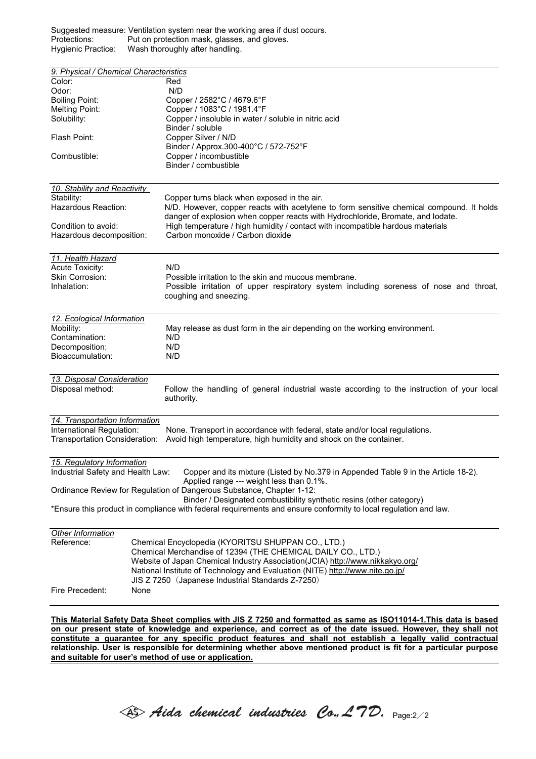Suggested measure: Ventilation system near the working area if dust occurs.
Protections: Put on protection mask, glasses, and gloves.
Hygienic Practice: Wash thoroughly after handling.

*9. Physical / Chemical Characteristics*

| | |
|---|---|
| Color: | Red |
| Odor: | N/D |
| Boiling Point: | Copper / 2582°C / 4679.6°F |
| Melting Point: | Copper / 1083°C / 1981.4°F |
| Solubility: | Copper / insoluble in water / soluble in nitric acid<br>Binder / soluble |
| Flash Point: | Copper Silver / N/D<br>Binder / Approx.300-400°C / 572-752°F |
| Combustible: | Copper / incombustible<br>Binder / combustible |

*10. Stability and Reactivity*

| | |
|---|---|
| Stability: | Copper turns black when exposed in the air. |
| Hazardous Reaction: | N/D. However, copper reacts with acetylene to form sensitive chemical compound. It holds danger of explosion when copper reacts with Hydrochloride, Bromate, and Iodate. |
| Condition to avoid: | High temperature / high humidity / contact with incompatible hardous materials |
| Hazardous decomposition: | Carbon monoxide / Carbon dioxide |

*11. Health Hazard*

| | |
|---|---|
| Acute Toxicity: | N/D |
| Skin Corrosion: | Possible irritation to the skin and mucous membrane. |
| Inhalation: | Possible irritation of upper respiratory system including soreness of nose and throat, coughing and sneezing. |

*12. Ecological Information*

| | |
|---|---|
| Mobility: | May release as dust form in the air depending on the working environment. |
| Contamination: | N/D |
| Decomposition: | N/D |
| Bioaccumulation: | N/D |

*13. Disposal Consideration*

| | |
|---|---|
| Disposal method: | Follow the handling of general industrial waste according to the instruction of your local authority. |

*14. Transportation Information*

| | |
|---|---|
| International Regulation: | None. Transport in accordance with federal, state and/or local regulations. |
| Transportation Consideration: | Avoid high temperature, high humidity and shock on the container. |

*15. Regulatory Information*

Industrial Safety and Health Law: Copper and its mixture (Listed by No.379 in Appended Table 9 in the Article 18-2).
Applied range --- weight less than 0.1%.

Ordinance Review for Regulation of Dangerous Substance, Chapter 1-12:
Binder / Designated combustibility synthetic resins (other category)

*Ensure this product in compliance with federal requirements and ensure conformity to local regulation and law.

*Other Information*

| | |
|---|---|
| Reference: | Chemical Encyclopedia (KYORITSU SHUPPAN CO., LTD.)<br>Chemical Merchandise of 12394 (THE CHEMICAL DAILY CO., LTD.)<br>Website of Japan Chemical Industry Association(JCIA) http://www.nikkakyo.org/<br>National Institute of Technology and Evaluation (NITE) http://www.nite.go.jp/<br>JIS Z 7250（Japanese Industrial Standards Z-7250） |
| Fire Precedent: | None |

**This Material Safety Data Sheet complies with JIS Z 7250 and formatted as same as ISO11014-1.This data is based on our present state of knowledge and experience, and correct as of the date issued. However, they shall not constitute a guarantee for any specific product features and shall not establish a legally valid contractual relationship. User is responsible for determining whether above mentioned product is fit for a particular purpose and suitable for user's method of use or application.**

Aida chemical industries Co.,LTD.